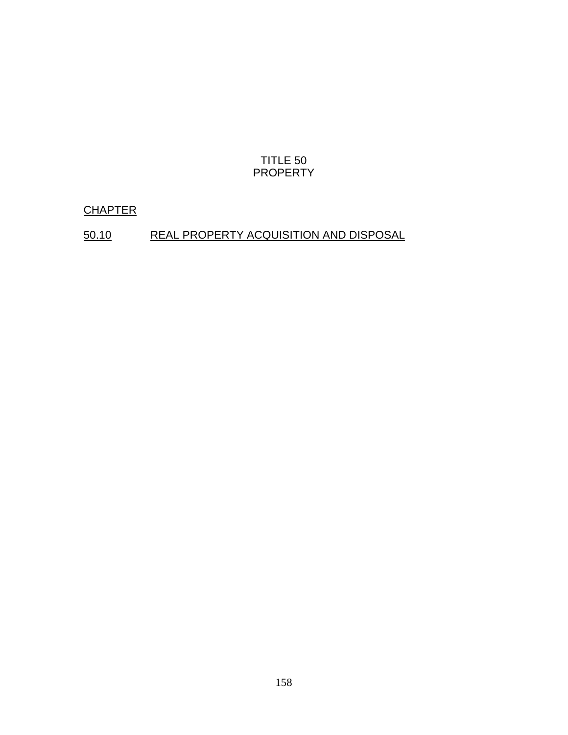# TITLE 50
# PROPERTY

CHAPTER

50.10 REAL PROPERTY ACQUISITION AND DISPOSAL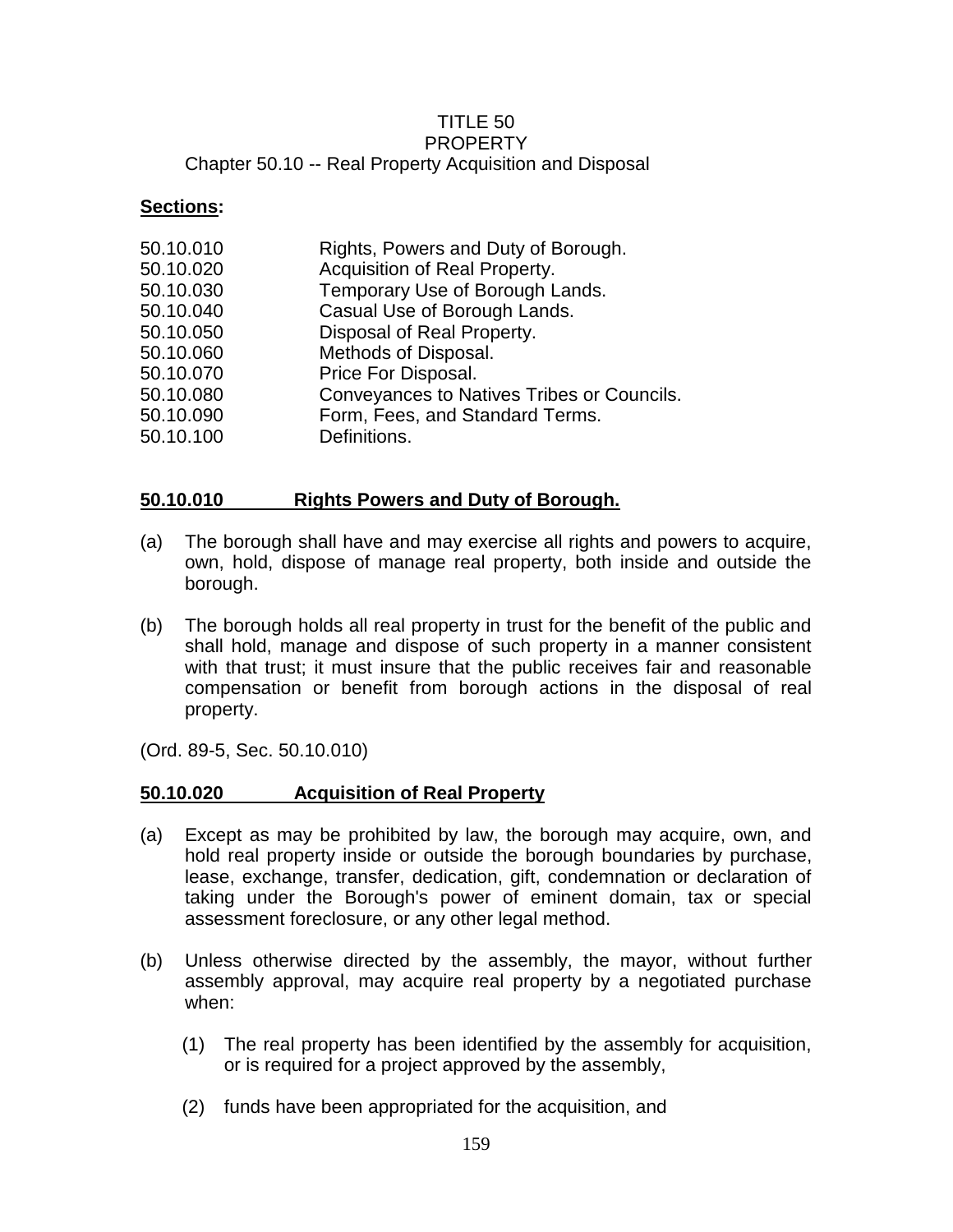# TITLE 50
# PROPERTY
## Chapter 50.10 -- Real Property Acquisition and Disposal

**Sections:**

| | |
|---|---|
| 50.10.010 | Rights, Powers and Duty of Borough. |
| 50.10.020 | Acquisition of Real Property. |
| 50.10.030 | Temporary Use of Borough Lands. |
| 50.10.040 | Casual Use of Borough Lands. |
| 50.10.050 | Disposal of Real Property. |
| 50.10.060 | Methods of Disposal. |
| 50.10.070 | Price For Disposal. |
| 50.10.080 | Conveyances to Natives Tribes or Councils. |
| 50.10.090 | Form, Fees, and Standard Terms. |
| 50.10.100 | Definitions. |

### 50.10.010 Rights Powers and Duty of Borough.

(a) The borough shall have and may exercise all rights and powers to acquire, own, hold, dispose of manage real property, both inside and outside the borough.

(b) The borough holds all real property in trust for the benefit of the public and shall hold, manage and dispose of such property in a manner consistent with that trust; it must insure that the public receives fair and reasonable compensation or benefit from borough actions in the disposal of real property.

(Ord. 89-5, Sec. 50.10.010)

### 50.10.020 Acquisition of Real Property

(a) Except as may be prohibited by law, the borough may acquire, own, and hold real property inside or outside the borough boundaries by purchase, lease, exchange, transfer, dedication, gift, condemnation or declaration of taking under the Borough's power of eminent domain, tax or special assessment foreclosure, or any other legal method.

(b) Unless otherwise directed by the assembly, the mayor, without further assembly approval, may acquire real property by a negotiated purchase when:

   (1) The real property has been identified by the assembly for acquisition, or is required for a project approved by the assembly,

   (2) funds have been appropriated for the acquisition, and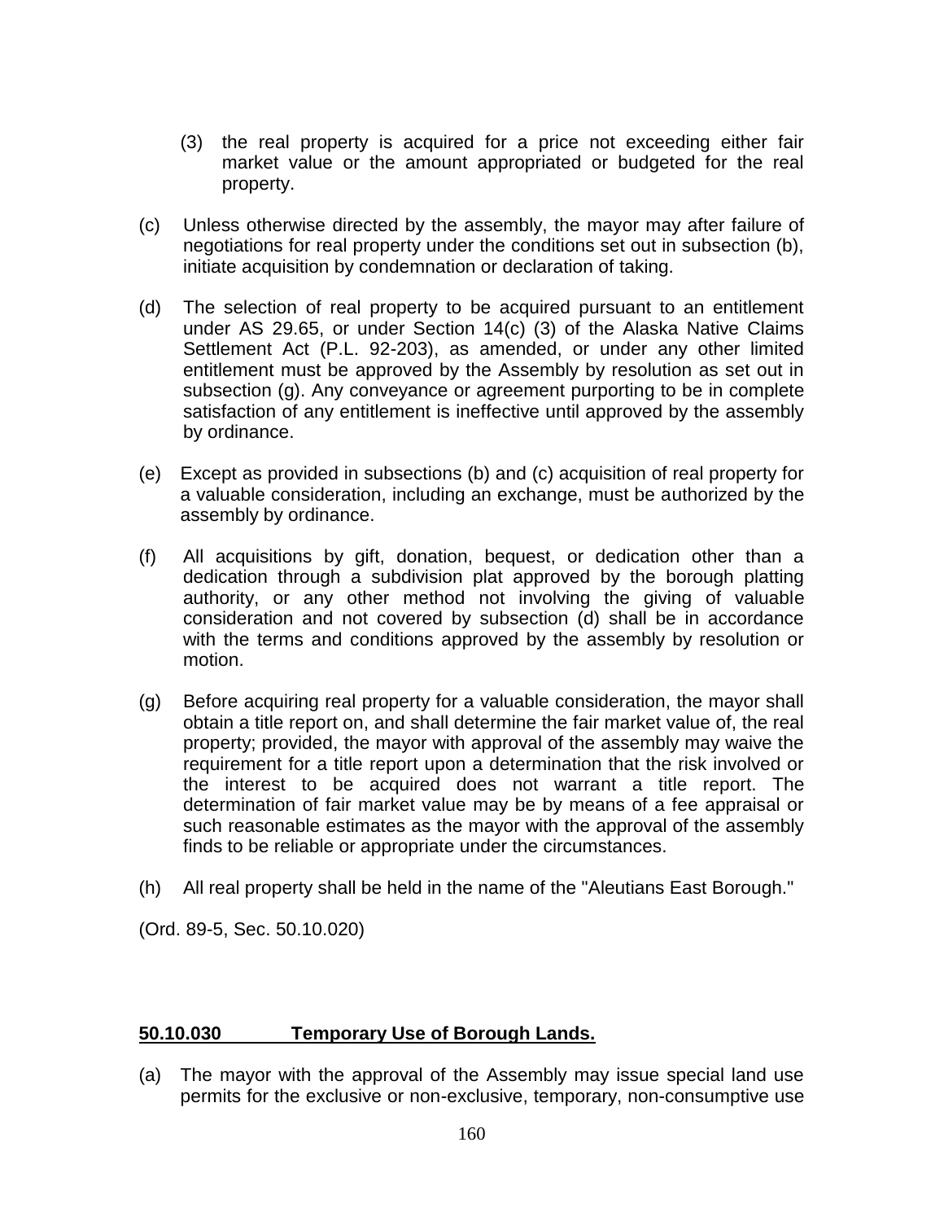(3) the real property is acquired for a price not exceeding either fair market value or the amount appropriated or budgeted for the real property.

(c) Unless otherwise directed by the assembly, the mayor may after failure of negotiations for real property under the conditions set out in subsection (b), initiate acquisition by condemnation or declaration of taking.

(d) The selection of real property to be acquired pursuant to an entitlement under AS 29.65, or under Section 14(c) (3) of the Alaska Native Claims Settlement Act (P.L. 92-203), as amended, or under any other limited entitlement must be approved by the Assembly by resolution as set out in subsection (g). Any conveyance or agreement purporting to be in complete satisfaction of any entitlement is ineffective until approved by the assembly by ordinance.

(e) Except as provided in subsections (b) and (c) acquisition of real property for a valuable consideration, including an exchange, must be authorized by the assembly by ordinance.

(f) All acquisitions by gift, donation, bequest, or dedication other than a dedication through a subdivision plat approved by the borough platting authority, or any other method not involving the giving of valuable consideration and not covered by subsection (d) shall be in accordance with the terms and conditions approved by the assembly by resolution or motion.

(g) Before acquiring real property for a valuable consideration, the mayor shall obtain a title report on, and shall determine the fair market value of, the real property; provided, the mayor with approval of the assembly may waive the requirement for a title report upon a determination that the risk involved or the interest to be acquired does not warrant a title report. The determination of fair market value may be by means of a fee appraisal or such reasonable estimates as the mayor with the approval of the assembly finds to be reliable or appropriate under the circumstances.

(h) All real property shall be held in the name of the "Aleutians East Borough."

(Ord. 89-5, Sec. 50.10.020)

**50.10.030 Temporary Use of Borough Lands.**

(a) The mayor with the approval of the Assembly may issue special land use permits for the exclusive or non-exclusive, temporary, non-consumptive use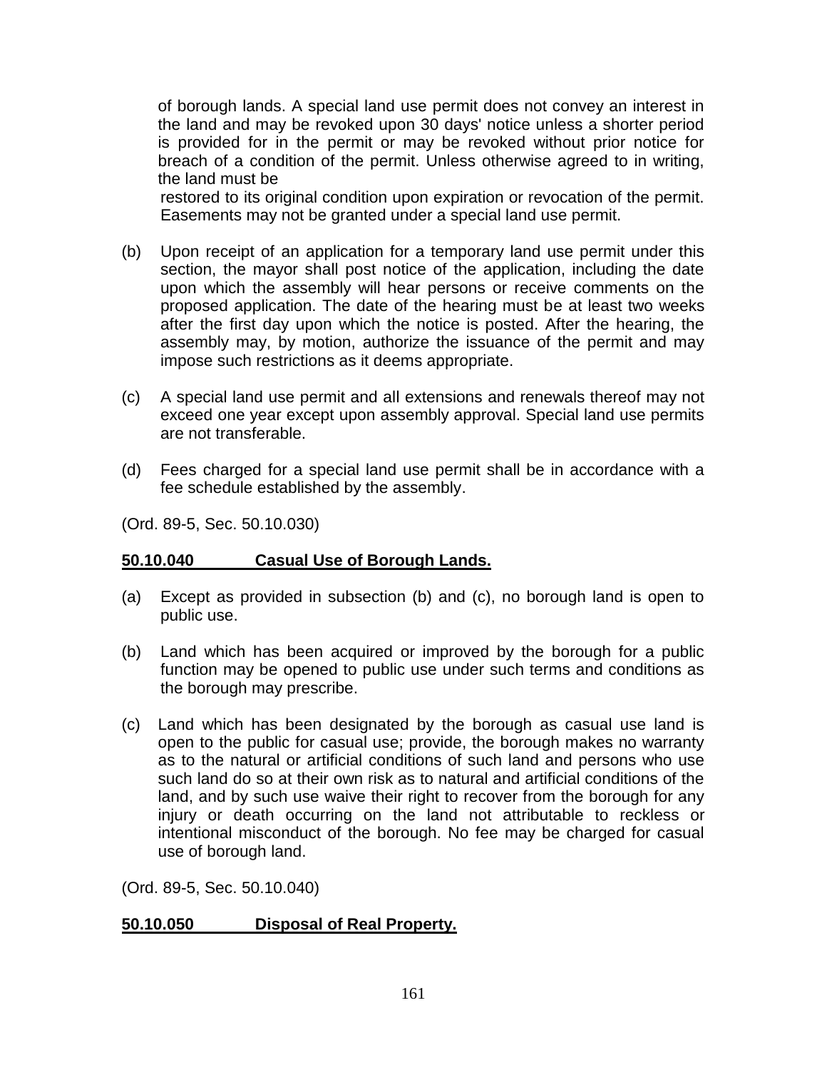of borough lands. A special land use permit does not convey an interest in the land and may be revoked upon 30 days' notice unless a shorter period is provided for in the permit or may be revoked without prior notice for breach of a condition of the permit. Unless otherwise agreed to in writing, the land must be restored to its original condition upon expiration or revocation of the permit. Easements may not be granted under a special land use permit.

(b) Upon receipt of an application for a temporary land use permit under this section, the mayor shall post notice of the application, including the date upon which the assembly will hear persons or receive comments on the proposed application. The date of the hearing must be at least two weeks after the first day upon which the notice is posted. After the hearing, the assembly may, by motion, authorize the issuance of the permit and may impose such restrictions as it deems appropriate.

(c) A special land use permit and all extensions and renewals thereof may not exceed one year except upon assembly approval. Special land use permits are not transferable.

(d) Fees charged for a special land use permit shall be in accordance with a fee schedule established by the assembly.

(Ord. 89-5, Sec. 50.10.030)

**50.10.040 Casual Use of Borough Lands.**

(a) Except as provided in subsection (b) and (c), no borough land is open to public use.

(b) Land which has been acquired or improved by the borough for a public function may be opened to public use under such terms and conditions as the borough may prescribe.

(c) Land which has been designated by the borough as casual use land is open to the public for casual use; provide, the borough makes no warranty as to the natural or artificial conditions of such land and persons who use such land do so at their own risk as to natural and artificial conditions of the land, and by such use waive their right to recover from the borough for any injury or death occurring on the land not attributable to reckless or intentional misconduct of the borough. No fee may be charged for casual use of borough land.

(Ord. 89-5, Sec. 50.10.040)

**50.10.050 Disposal of Real Property.**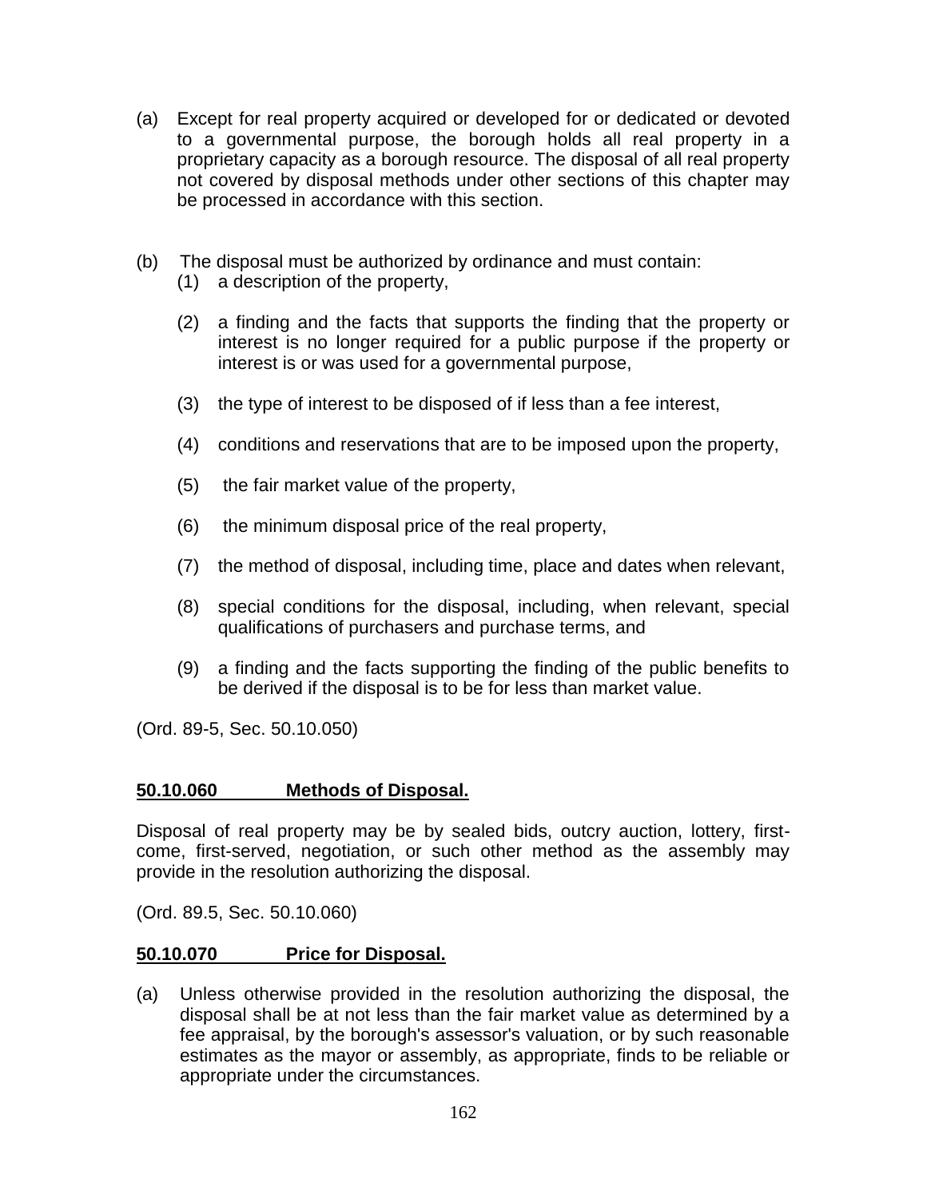(a) Except for real property acquired or developed for or dedicated or devoted to a governmental purpose, the borough holds all real property in a proprietary capacity as a borough resource. The disposal of all real property not covered by disposal methods under other sections of this chapter may be processed in accordance with this section.

(b) The disposal must be authorized by ordinance and must contain:

   (1) a description of the property,

   (2) a finding and the facts that supports the finding that the property or interest is no longer required for a public purpose if the property or interest is or was used for a governmental purpose,

   (3) the type of interest to be disposed of if less than a fee interest,

   (4) conditions and reservations that are to be imposed upon the property,

   (5) the fair market value of the property,

   (6) the minimum disposal price of the real property,

   (7) the method of disposal, including time, place and dates when relevant,

   (8) special conditions for the disposal, including, when relevant, special qualifications of purchasers and purchase terms, and

   (9) a finding and the facts supporting the finding of the public benefits to be derived if the disposal is to be for less than market value.

(Ord. 89-5, Sec. 50.10.050)

**50.10.060 Methods of Disposal.**

Disposal of real property may be by sealed bids, outcry auction, lottery, first-come, first-served, negotiation, or such other method as the assembly may provide in the resolution authorizing the disposal.

(Ord. 89.5, Sec. 50.10.060)

**50.10.070 Price for Disposal.**

(a) Unless otherwise provided in the resolution authorizing the disposal, the disposal shall be at not less than the fair market value as determined by a fee appraisal, by the borough's assessor's valuation, or by such reasonable estimates as the mayor or assembly, as appropriate, finds to be reliable or appropriate under the circumstances.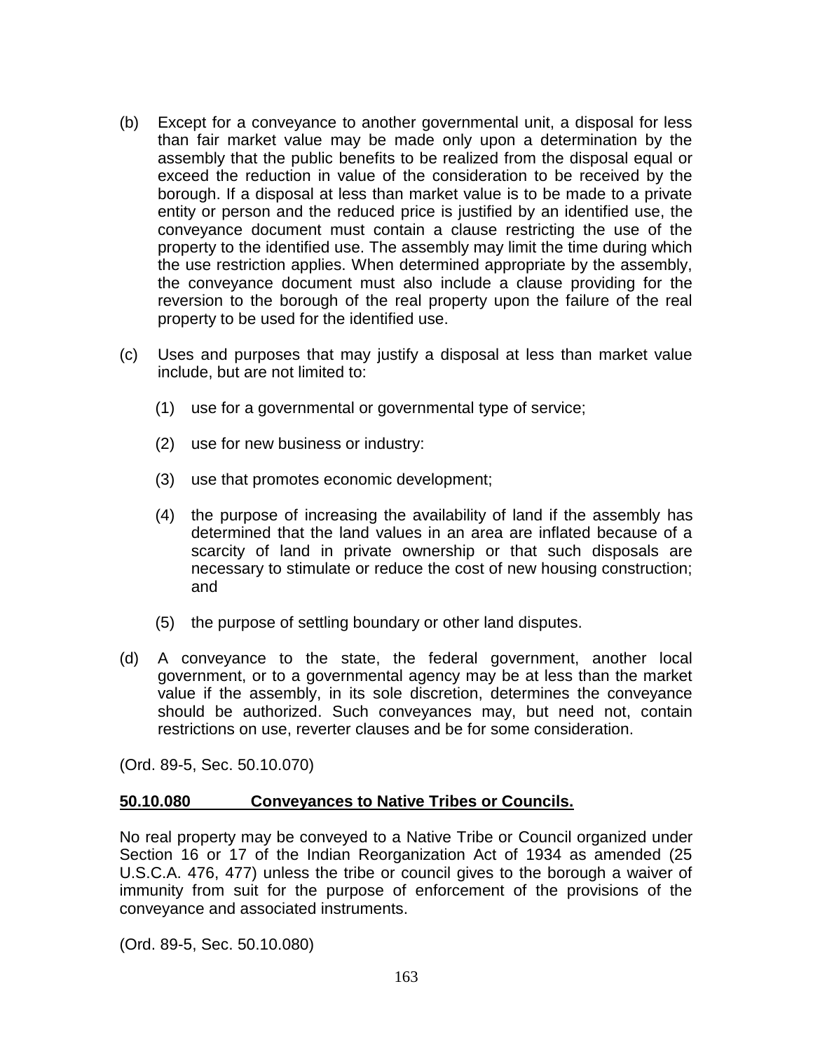(b) Except for a conveyance to another governmental unit, a disposal for less than fair market value may be made only upon a determination by the assembly that the public benefits to be realized from the disposal equal or exceed the reduction in value of the consideration to be received by the borough. If a disposal at less than market value is to be made to a private entity or person and the reduced price is justified by an identified use, the conveyance document must contain a clause restricting the use of the property to the identified use. The assembly may limit the time during which the use restriction applies. When determined appropriate by the assembly, the conveyance document must also include a clause providing for the reversion to the borough of the real property upon the failure of the real property to be used for the identified use.

(c) Uses and purposes that may justify a disposal at less than market value include, but are not limited to:

  (1) use for a governmental or governmental type of service;

  (2) use for new business or industry:

  (3) use that promotes economic development;

  (4) the purpose of increasing the availability of land if the assembly has determined that the land values in an area are inflated because of a scarcity of land in private ownership or that such disposals are necessary to stimulate or reduce the cost of new housing construction; and

  (5) the purpose of settling boundary or other land disputes.

(d) A conveyance to the state, the federal government, another local government, or to a governmental agency may be at less than the market value if the assembly, in its sole discretion, determines the conveyance should be authorized. Such conveyances may, but need not, contain restrictions on use, reverter clauses and be for some consideration.

(Ord. 89-5, Sec. 50.10.070)

**50.10.080 Conveyances to Native Tribes or Councils.**

No real property may be conveyed to a Native Tribe or Council organized under Section 16 or 17 of the Indian Reorganization Act of 1934 as amended (25 U.S.C.A. 476, 477) unless the tribe or council gives to the borough a waiver of immunity from suit for the purpose of enforcement of the provisions of the conveyance and associated instruments.

(Ord. 89-5, Sec. 50.10.080)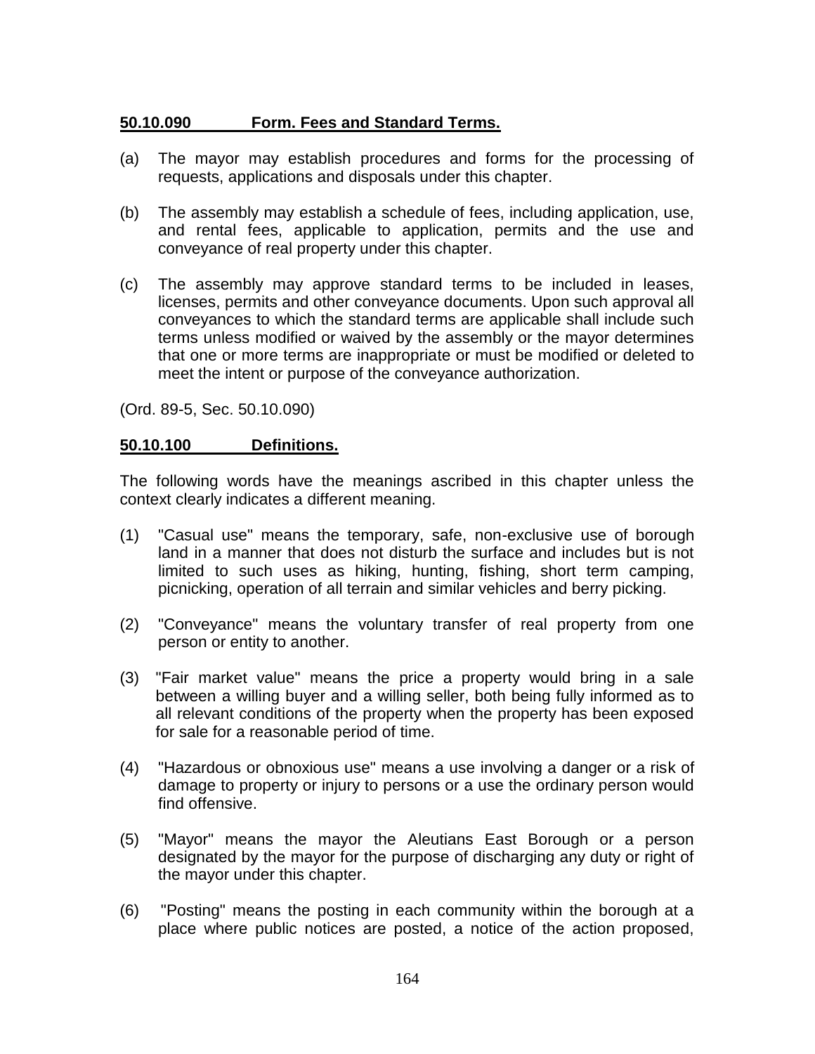**50.10.090 Form. Fees and Standard Terms.**

(a) The mayor may establish procedures and forms for the processing of requests, applications and disposals under this chapter.

(b) The assembly may establish a schedule of fees, including application, use, and rental fees, applicable to application, permits and the use and conveyance of real property under this chapter.

(c) The assembly may approve standard terms to be included in leases, licenses, permits and other conveyance documents. Upon such approval all conveyances to which the standard terms are applicable shall include such terms unless modified or waived by the assembly or the mayor determines that one or more terms are inappropriate or must be modified or deleted to meet the intent or purpose of the conveyance authorization.

(Ord. 89-5, Sec. 50.10.090)

**50.10.100 Definitions.**

The following words have the meanings ascribed in this chapter unless the context clearly indicates a different meaning.

(1) "Casual use" means the temporary, safe, non-exclusive use of borough land in a manner that does not disturb the surface and includes but is not limited to such uses as hiking, hunting, fishing, short term camping, picnicking, operation of all terrain and similar vehicles and berry picking.

(2) "Conveyance" means the voluntary transfer of real property from one person or entity to another.

(3) "Fair market value" means the price a property would bring in a sale between a willing buyer and a willing seller, both being fully informed as to all relevant conditions of the property when the property has been exposed for sale for a reasonable period of time.

(4) "Hazardous or obnoxious use" means a use involving a danger or a risk of damage to property or injury to persons or a use the ordinary person would find offensive.

(5) "Mayor" means the mayor the Aleutians East Borough or a person designated by the mayor for the purpose of discharging any duty or right of the mayor under this chapter.

(6) "Posting" means the posting in each community within the borough at a place where public notices are posted, a notice of the action proposed,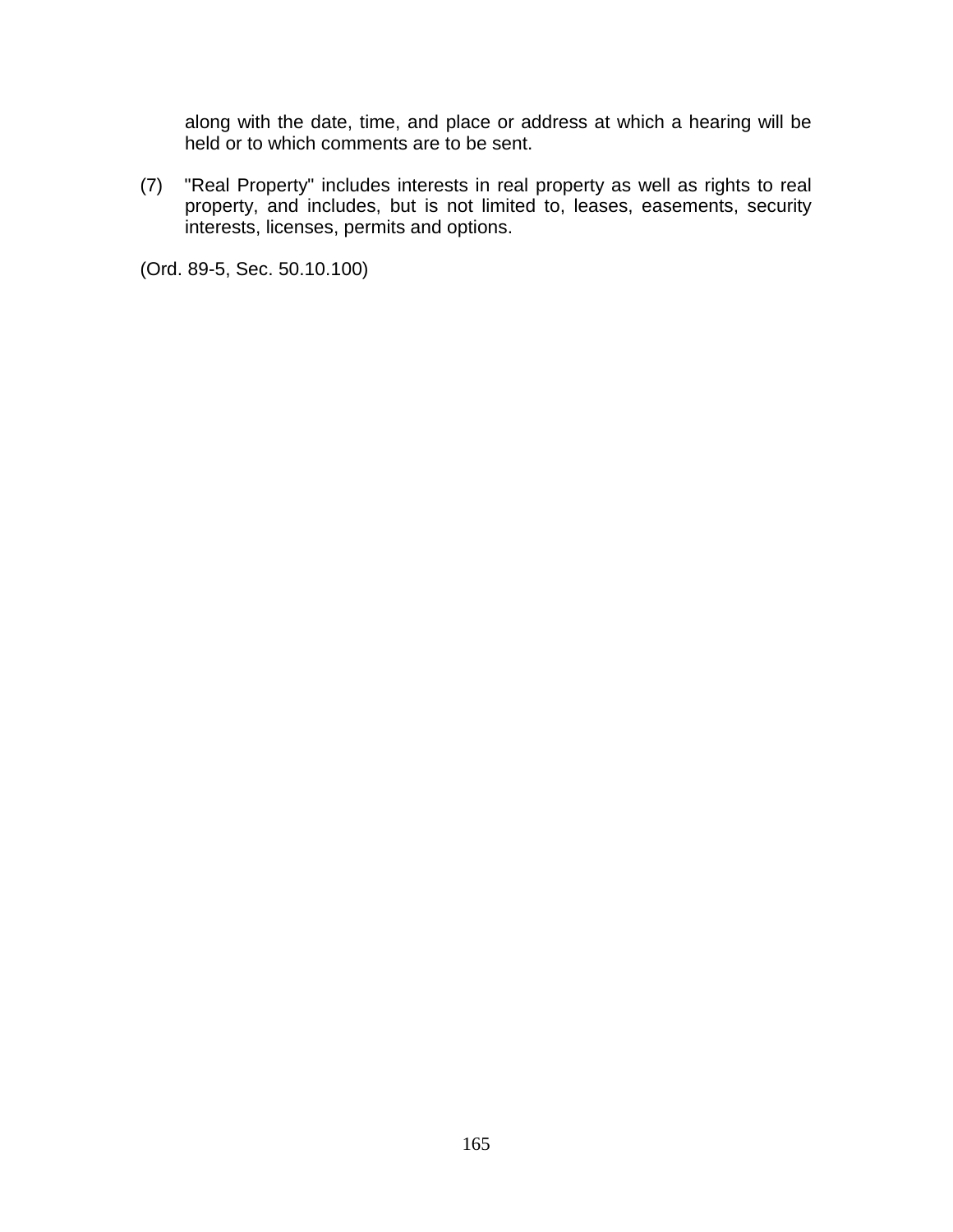along with the date, time, and place or address at which a hearing will be held or to which comments are to be sent.

(7) "Real Property" includes interests in real property as well as rights to real property, and includes, but is not limited to, leases, easements, security interests, licenses, permits and options.

(Ord. 89-5, Sec. 50.10.100)